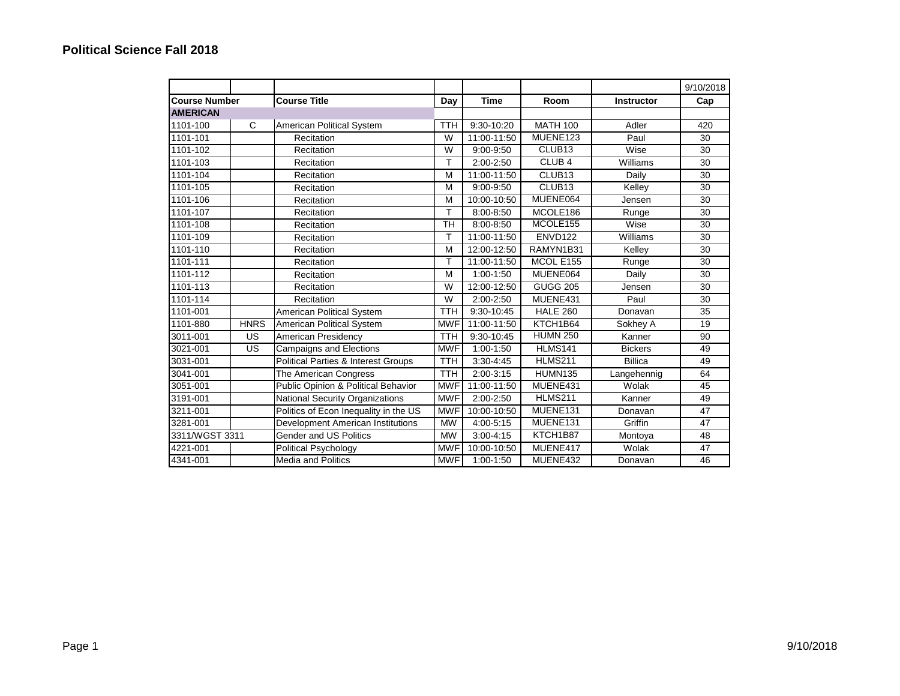# Political Science Fall 2018

| | | | | | | | 9/10/2018 |
|---|---|---|---|---|---|---|---|
| **Course Number** | | **Course Title** | **Day** | **Time** | **Room** | **Instructor** | **Cap** |
| **AMERICAN** | | | | | | | |
| 1101-100 | C | American Political System | TTH | 9:30-10:20 | MATH 100 | Adler | 420 |
| 1101-101 | | Recitation | W | 11:00-11:50 | MUENE123 | Paul | 30 |
| 1101-102 | | Recitation | W | 9:00-9:50 | CLUB13 | Wise | 30 |
| 1101-103 | | Recitation | T | 2:00-2:50 | CLUB 4 | Williams | 30 |
| 1101-104 | | Recitation | M | 11:00-11:50 | CLUB13 | Daily | 30 |
| 1101-105 | | Recitation | M | 9:00-9:50 | CLUB13 | Kelley | 30 |
| 1101-106 | | Recitation | M | 10:00-10:50 | MUENE064 | Jensen | 30 |
| 1101-107 | | Recitation | T | 8:00-8:50 | MCOLE186 | Runge | 30 |
| 1101-108 | | Recitation | TH | 8:00-8:50 | MCOLE155 | Wise | 30 |
| 1101-109 | | Recitation | T | 11:00-11:50 | ENVD122 | Williams | 30 |
| 1101-110 | | Recitation | M | 12:00-12:50 | RAMYN1B31 | Kelley | 30 |
| 1101-111 | | Recitation | T | 11:00-11:50 | MCOL E155 | Runge | 30 |
| 1101-112 | | Recitation | M | 1:00-1:50 | MUENE064 | Daily | 30 |
| 1101-113 | | Recitation | W | 12:00-12:50 | GUGG 205 | Jensen | 30 |
| 1101-114 | | Recitation | W | 2:00-2:50 | MUENE431 | Paul | 30 |
| 1101-001 | | American Political System | TTH | 9:30-10:45 | HALE 260 | Donavan | 35 |
| 1101-880 | HNRS | American Political System | MWF | 11:00-11:50 | KTCH1B64 | Sokhey A | 19 |
| 3011-001 | US | American Presidency | TTH | 9:30-10:45 | HUMN 250 | Kanner | 90 |
| 3021-001 | US | Campaigns and Elections | MWF | 1:00-1:50 | HLMS141 | Bickers | 49 |
| 3031-001 | | Political Parties & Interest Groups | TTH | 3:30-4:45 | HLMS211 | Billica | 49 |
| 3041-001 | | The American Congress | TTH | 2:00-3:15 | HUMN135 | Langehennig | 64 |
| 3051-001 | | Public Opinion & Political Behavior | MWF | 11:00-11:50 | MUENE431 | Wolak | 45 |
| 3191-001 | | National Security Organizations | MWF | 2:00-2:50 | HLMS211 | Kanner | 49 |
| 3211-001 | | Politics of Econ Inequality in the US | MWF | 10:00-10:50 | MUENE131 | Donavan | 47 |
| 3281-001 | | Development American Institutions | MW | 4:00-5:15 | MUENE131 | Griffin | 47 |
| 3311/WGST 3311 | | Gender and US Politics | MW | 3:00-4:15 | KTCH1B87 | Montoya | 48 |
| 4221-001 | | Political Psychology | MWF | 10:00-10:50 | MUENE417 | Wolak | 47 |
| 4341-001 | | Media and Politics | MWF | 1:00-1:50 | MUENE432 | Donavan | 46 |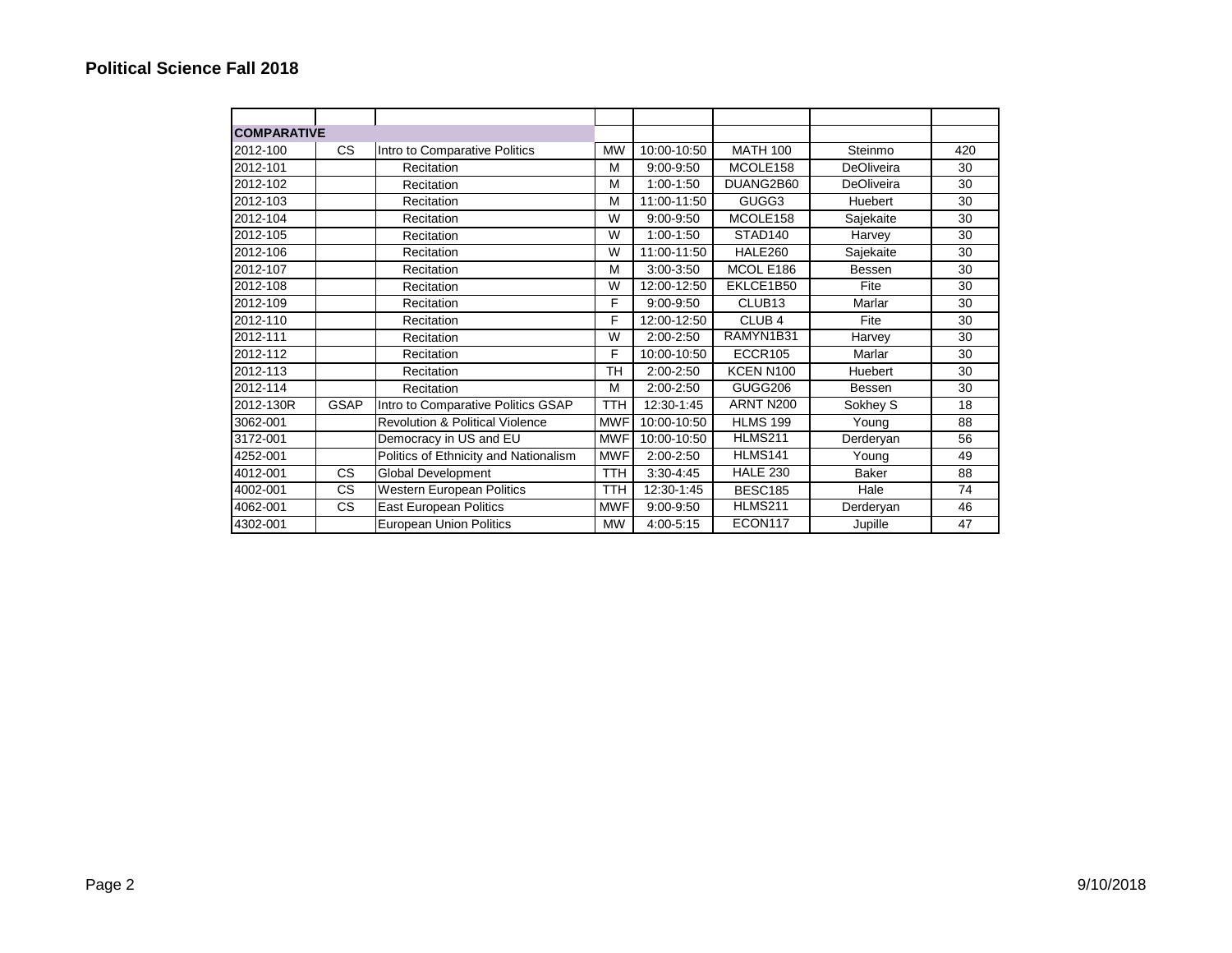## Political Science Fall 2018

| | | | | | | | |
|---|---|---|---|---|---|---|---|
| **COMPARATIVE** | | | | | | | |
| 2012-100 | CS | Intro to Comparative Politics | MW | 10:00-10:50 | MATH 100 | Steinmo | 420 |
| 2012-101 | | Recitation | M | 9:00-9:50 | MCOLE158 | DeOliveira | 30 |
| 2012-102 | | Recitation | M | 1:00-1:50 | DUANG2B60 | DeOliveira | 30 |
| 2012-103 | | Recitation | M | 11:00-11:50 | GUGG3 | Huebert | 30 |
| 2012-104 | | Recitation | W | 9:00-9:50 | MCOLE158 | Sajekaite | 30 |
| 2012-105 | | Recitation | W | 1:00-1:50 | STAD140 | Harvey | 30 |
| 2012-106 | | Recitation | W | 11:00-11:50 | HALE260 | Sajekaite | 30 |
| 2012-107 | | Recitation | M | 3:00-3:50 | MCOL E186 | Bessen | 30 |
| 2012-108 | | Recitation | W | 12:00-12:50 | EKLCE1B50 | Fite | 30 |
| 2012-109 | | Recitation | F | 9:00-9:50 | CLUB13 | Marlar | 30 |
| 2012-110 | | Recitation | F | 12:00-12:50 | CLUB 4 | Fite | 30 |
| 2012-111 | | Recitation | W | 2:00-2:50 | RAMYN1B31 | Harvey | 30 |
| 2012-112 | | Recitation | F | 10:00-10:50 | ECCR105 | Marlar | 30 |
| 2012-113 | | Recitation | TH | 2:00-2:50 | KCEN N100 | Huebert | 30 |
| 2012-114 | | Recitation | M | 2:00-2:50 | GUGG206 | Bessen | 30 |
| 2012-130R | GSAP | Intro to Comparative Politics GSAP | TTH | 12:30-1:45 | ARNT N200 | Sokhey S | 18 |
| 3062-001 | | Revolution & Political Violence | MWF | 10:00-10:50 | HLMS 199 | Young | 88 |
| 3172-001 | | Democracy in US and EU | MWF | 10:00-10:50 | HLMS211 | Derderyan | 56 |
| 4252-001 | | Politics of Ethnicity and Nationalism | MWF | 2:00-2:50 | HLMS141 | Young | 49 |
| 4012-001 | CS | Global Development | TTH | 3:30-4:45 | HALE 230 | Baker | 88 |
| 4002-001 | CS | Western European Politics | TTH | 12:30-1:45 | BESC185 | Hale | 74 |
| 4062-001 | CS | East European Politics | MWF | 9:00-9:50 | HLMS211 | Derderyan | 46 |
| 4302-001 | | European Union Politics | MW | 4:00-5:15 | ECON117 | Jupille | 47 |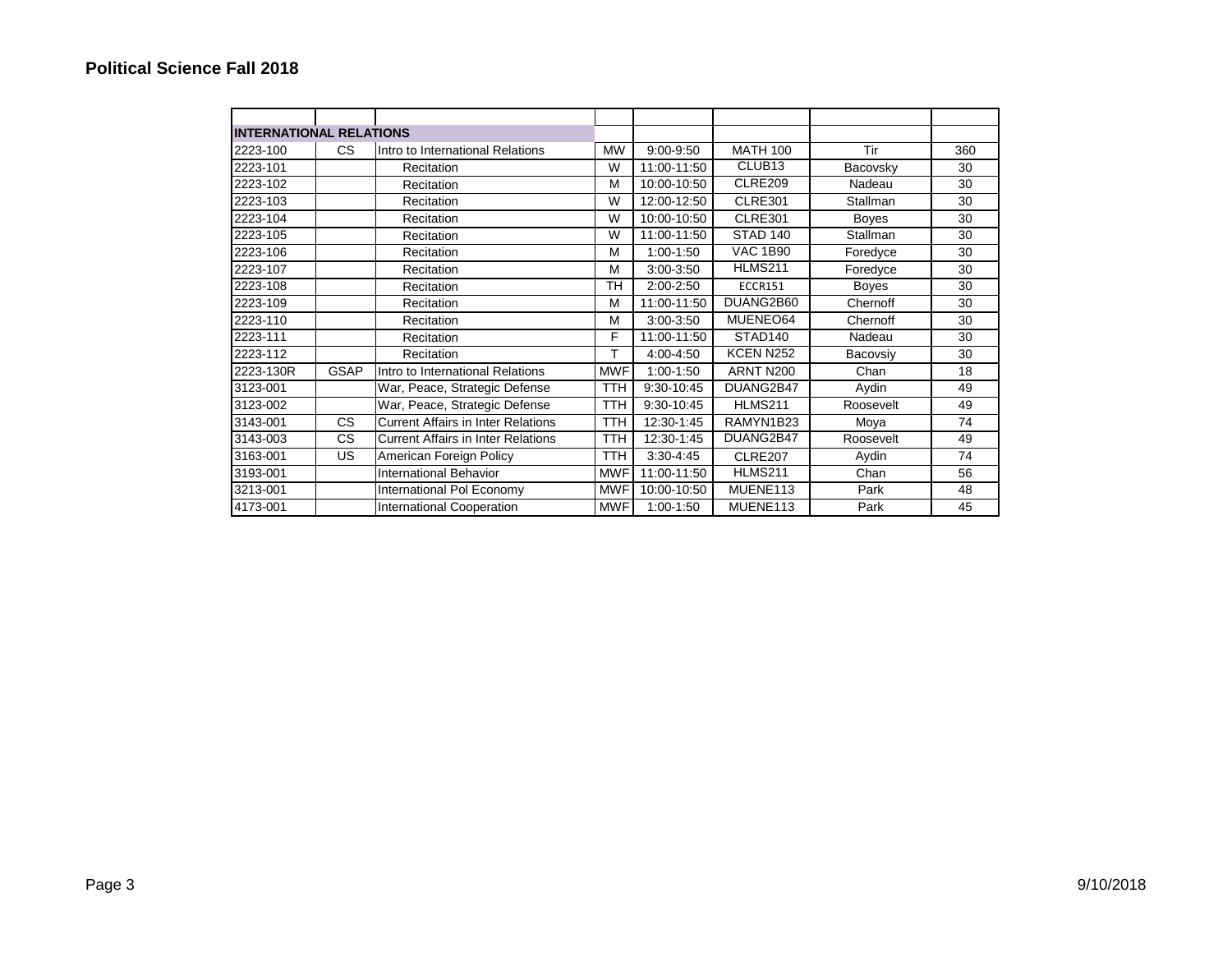## Political Science Fall 2018

| | | | | | | | |
|---|---|---|---|---|---|---|---|
| **INTERNATIONAL RELATIONS** | | | | | | | |
| 2223-100 | CS | Intro to International Relations | MW | 9:00-9:50 | MATH 100 | Tir | 360 |
| 2223-101 | | Recitation | W | 11:00-11:50 | CLUB13 | Bacovsky | 30 |
| 2223-102 | | Recitation | M | 10:00-10:50 | CLRE209 | Nadeau | 30 |
| 2223-103 | | Recitation | W | 12:00-12:50 | CLRE301 | Stallman | 30 |
| 2223-104 | | Recitation | W | 10:00-10:50 | CLRE301 | Boyes | 30 |
| 2223-105 | | Recitation | W | 11:00-11:50 | STAD 140 | Stallman | 30 |
| 2223-106 | | Recitation | M | 1:00-1:50 | VAC 1B90 | Foredyce | 30 |
| 2223-107 | | Recitation | M | 3:00-3:50 | HLMS211 | Foredyce | 30 |
| 2223-108 | | Recitation | TH | 2:00-2:50 | ECCR151 | Boyes | 30 |
| 2223-109 | | Recitation | M | 11:00-11:50 | DUANG2B60 | Chernoff | 30 |
| 2223-110 | | Recitation | M | 3:00-3:50 | MUENEO64 | Chernoff | 30 |
| 2223-111 | | Recitation | F | 11:00-11:50 | STAD140 | Nadeau | 30 |
| 2223-112 | | Recitation | T | 4:00-4:50 | KCEN N252 | Bacovsiy | 30 |
| 2223-130R | GSAP | Intro to International Relations | MWF | 1:00-1:50 | ARNT N200 | Chan | 18 |
| 3123-001 | | War, Peace, Strategic Defense | TTH | 9:30-10:45 | DUANG2B47 | Aydin | 49 |
| 3123-002 | | War, Peace, Strategic Defense | TTH | 9:30-10:45 | HLMS211 | Roosevelt | 49 |
| 3143-001 | CS | Current Affairs in Inter Relations | TTH | 12:30-1:45 | RAMYN1B23 | Moya | 74 |
| 3143-003 | CS | Current Affairs in Inter Relations | TTH | 12:30-1:45 | DUANG2B47 | Roosevelt | 49 |
| 3163-001 | US | American Foreign Policy | TTH | 3:30-4:45 | CLRE207 | Aydin | 74 |
| 3193-001 | | International Behavior | MWF | 11:00-11:50 | HLMS211 | Chan | 56 |
| 3213-001 | | International Pol Economy | MWF | 10:00-10:50 | MUENE113 | Park | 48 |
| 4173-001 | | International Cooperation | MWF | 1:00-1:50 | MUENE113 | Park | 45 |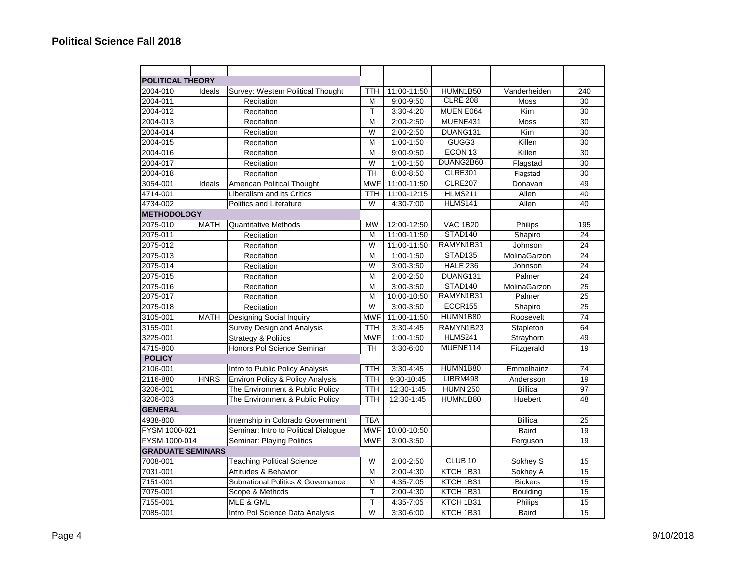# Political Science Fall 2018

| | | | | | | | |
|---|---|---|---|---|---|---|---|
| **POLITICAL THEORY** | | | | | | | |
| 2004-010 | Ideals | Survey: Western Political Thought | TTH | 11:00-11:50 | HUMN1B50 | Vanderheiden | 240 |
| 2004-011 | | Recitation | M | 9:00-9:50 | CLRE 208 | Moss | 30 |
| 2004-012 | | Recitation | T | 3:30-4:20 | MUEN E064 | Kim | 30 |
| 2004-013 | | Recitation | M | 2:00-2:50 | MUENE431 | Moss | 30 |
| 2004-014 | | Recitation | W | 2:00-2:50 | DUANG131 | Kim | 30 |
| 2004-015 | | Recitation | M | 1:00-1:50 | GUGG3 | Killen | 30 |
| 2004-016 | | Recitation | M | 9:00-9:50 | ECON 13 | Killen | 30 |
| 2004-017 | | Recitation | W | 1:00-1:50 | DUANG2B60 | Flagstad | 30 |
| 2004-018 | | Recitation | TH | 8:00-8:50 | CLRE301 | Flagstad | 30 |
| 3054-001 | Ideals | American Political Thought | MWF | 11:00-11:50 | CLRE207 | Donavan | 49 |
| 4714-001 | | Liberalism and Its Critics | TTH | 11:00-12:15 | HLMS211 | Allen | 40 |
| 4734-002 | | Politics and Literature | W | 4:30-7:00 | HLMS141 | Allen | 40 |
| **METHODOLOGY** | | | | | | | |
| 2075-010 | MATH | Quantitative Methods | MW | 12:00-12:50 | VAC 1B20 | Philips | 195 |
| 2075-011 | | Recitation | M | 11:00-11:50 | STAD140 | Shapiro | 24 |
| 2075-012 | | Recitation | W | 11:00-11:50 | RAMYN1B31 | Johnson | 24 |
| 2075-013 | | Recitation | M | 1:00-1:50 | STAD135 | MolinaGarzon | 24 |
| 2075-014 | | Recitation | W | 3:00-3:50 | HALE 236 | Johnson | 24 |
| 2075-015 | | Recitation | M | 2:00-2:50 | DUANG131 | Palmer | 24 |
| 2075-016 | | Recitation | M | 3:00-3:50 | STAD140 | MolinaGarzon | 25 |
| 2075-017 | | Recitation | M | 10:00-10:50 | RAMYN1B31 | Palmer | 25 |
| 2075-018 | | Recitation | W | 3:00-3:50 | ECCR155 | Shapiro | 25 |
| 3105-001 | MATH | Designing Social Inquiry | MWF | 11:00-11:50 | HUMN1B80 | Roosevelt | 74 |
| 3155-001 | | Survey Design and Analysis | TTH | 3:30-4:45 | RAMYN1B23 | Stapleton | 64 |
| 3225-001 | | Strategy & Politics | MWF | 1:00-1:50 | HLMS241 | Strayhorn | 49 |
| 4715-800 | | Honors Pol Science Seminar | TH | 3:30-6:00 | MUENE114 | Fitzgerald | 19 |
| **POLICY** | | | | | | | |
| 2106-001 | | Intro to Public Policy Analysis | TTH | 3:30-4:45 | HUMN1B80 | Emmelhainz | 74 |
| 2116-880 | HNRS | Environ Policy & Policy Analysis | TTH | 9:30-10:45 | LIBRM498 | Andersson | 19 |
| 3206-001 | | The Environment & Public Policy | TTH | 12:30-1:45 | HUMN 250 | Billica | 97 |
| 3206-003 | | The Environment & Public Policy | TTH | 12:30-1:45 | HUMN1B80 | Huebert | 48 |
| **GENERAL** | | | | | | | |
| 4938-800 | | Internship in Colorado Government | TBA | | | Billica | 25 |
| FYSM 1000-021 | | Seminar: Intro to Political Dialogue | MWF | 10:00-10:50 | | Baird | 19 |
| FYSM 1000-014 | | Seminar: Playing Politics | MWF | 3:00-3:50 | | Ferguson | 19 |
| **GRADUATE SEMINARS** | | | | | | | |
| 7008-001 | | Teaching Political Science | W | 2:00-2:50 | CLUB 10 | Sokhey S | 15 |
| 7031-001 | | Attitudes & Behavior | M | 2:00-4:30 | KTCH 1B31 | Sokhey A | 15 |
| 7151-001 | | Subnational Politics & Governance | M | 4:35-7:05 | KTCH 1B31 | Bickers | 15 |
| 7075-001 | | Scope & Methods | T | 2:00-4:30 | KTCH 1B31 | Boulding | 15 |
| 7155-001 | | MLE & GML | T | 4:35-7:05 | KTCH 1B31 | Philips | 15 |
| 7085-001 | | Intro Pol Science Data Analysis | W | 3:30-6:00 | KTCH 1B31 | Baird | 15 |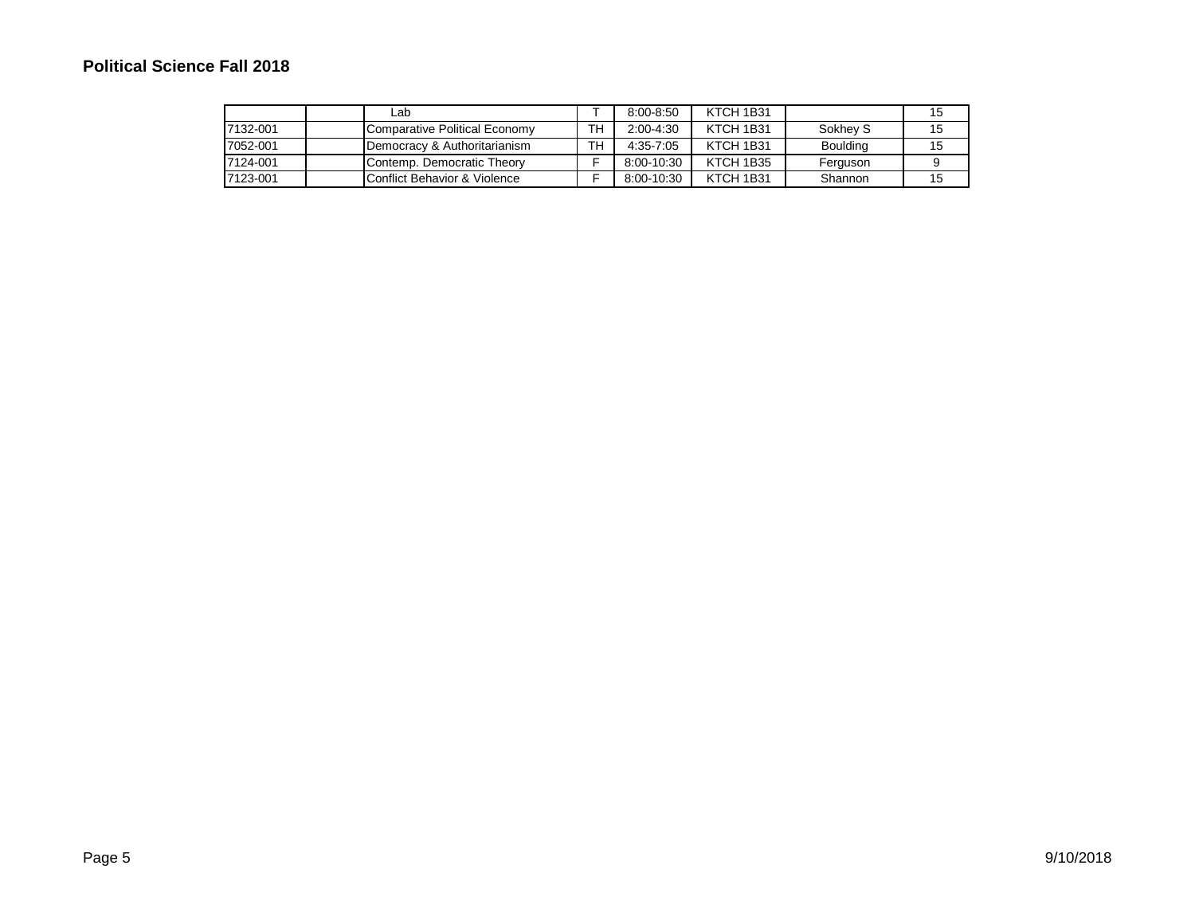**Political Science Fall 2018**

| | | | | | | | |
|---|---|---|---|---|---|---|---|
| | | Lab | T | 8:00-8:50 | KTCH 1B31 | | 15 |
| 7132-001 | | Comparative Political Economy | TH | 2:00-4:30 | KTCH 1B31 | Sokhey S | 15 |
| 7052-001 | | Democracy & Authoritarianism | TH | 4:35-7:05 | KTCH 1B31 | Boulding | 15 |
| 7124-001 | | Contemp. Democratic Theory | F | 8:00-10:30 | KTCH 1B35 | Ferguson | 9 |
| 7123-001 | | Conflict Behavior & Violence | F | 8:00-10:30 | KTCH 1B31 | Shannon | 15 |